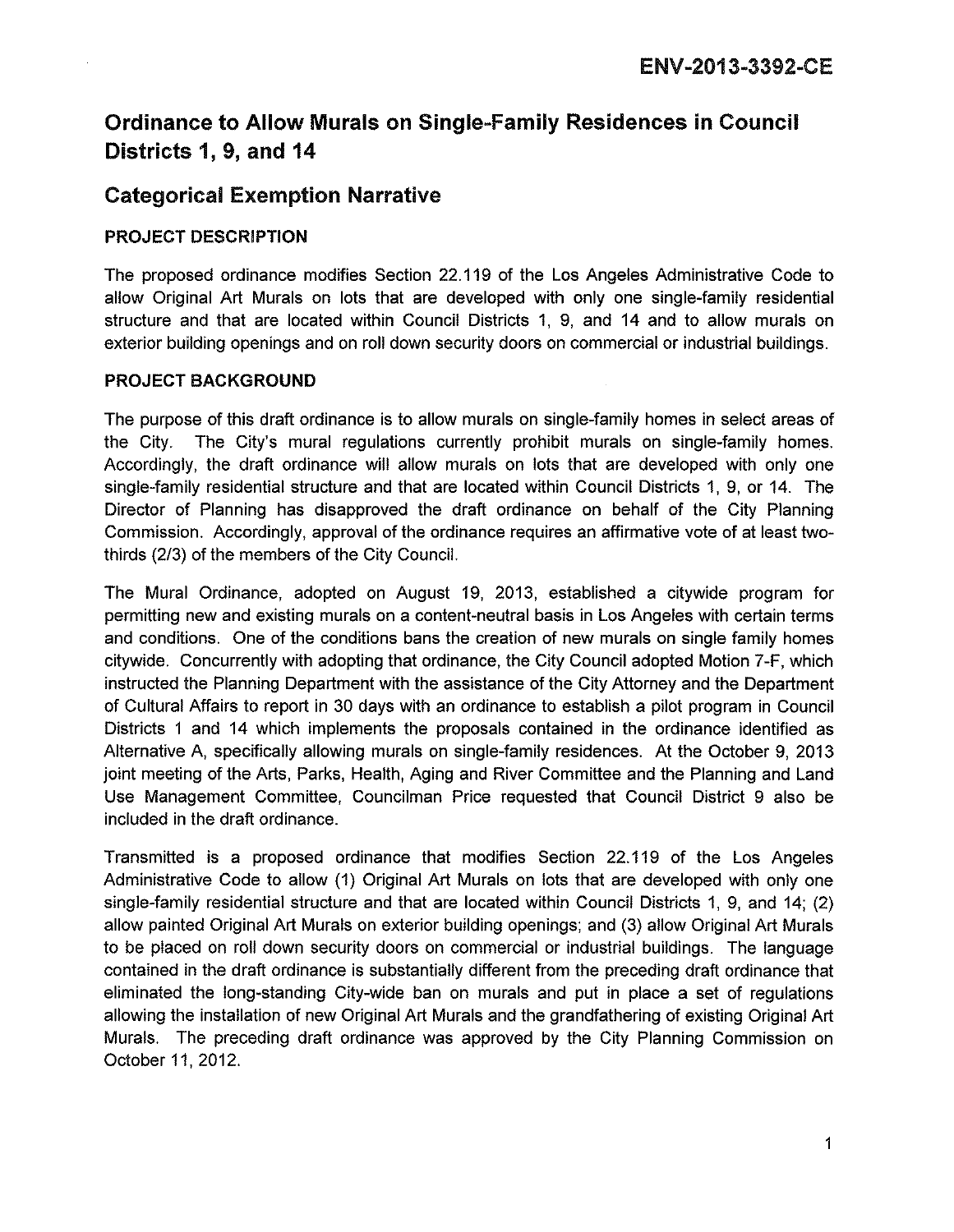ENV-2013-3392-CE

# Ordinance to Allow Murals on Single-Family Residences in Council Districts 1, 9, and 14

## Categorical Exemption Narrative

### PROJECT DESCRIPTION

The proposed ordinance modifies Section 22.119 of the Los Angeles Administrative Code to allow Original Art Murals on lots that are developed with only one single-family residential structure and that are located within Council Districts 1, 9, and 14 and to allow murals on exterior building openings and on roll down security doors on commercial or industrial buildings.

### PROJECT BACKGROUND

The purpose of this draft ordinance is to allow murals on single-family homes in select areas of the City. The City's mural regulations currently prohibit murals on single-family homes. Accordingly, the draft ordinance will allow murals on lots that are developed with only one single-family residential structure and that are located within Council Districts 1, 9, or 14. The Director of Planning has disapproved the draft ordinance on behalf of the City Planning Commission. Accordingly, approval of the ordinance requires an affirmative vote of at least two-thirds (2/3) of the members of the City Council.

The Mural Ordinance, adopted on August 19, 2013, established a citywide program for permitting new and existing murals on a content-neutral basis in Los Angeles with certain terms and conditions. One of the conditions bans the creation of new murals on single family homes citywide. Concurrently with adopting that ordinance, the City Council adopted Motion 7-F, which instructed the Planning Department with the assistance of the City Attorney and the Department of Cultural Affairs to report in 30 days with an ordinance to establish a pilot program in Council Districts 1 and 14 which implements the proposals contained in the ordinance identified as Alternative A, specifically allowing murals on single-family residences. At the October 9, 2013 joint meeting of the Arts, Parks, Health, Aging and River Committee and the Planning and Land Use Management Committee, Councilman Price requested that Council District 9 also be included in the draft ordinance.

Transmitted is a proposed ordinance that modifies Section 22.119 of the Los Angeles Administrative Code to allow (1) Original Art Murals on lots that are developed with only one single-family residential structure and that are located within Council Districts 1, 9, and 14; (2) allow painted Original Art Murals on exterior building openings; and (3) allow Original Art Murals to be placed on roll down security doors on commercial or industrial buildings. The language contained in the draft ordinance is substantially different from the preceding draft ordinance that eliminated the long-standing City-wide ban on murals and put in place a set of regulations allowing the installation of new Original Art Murals and the grandfathering of existing Original Art Murals. The preceding draft ordinance was approved by the City Planning Commission on October 11, 2012.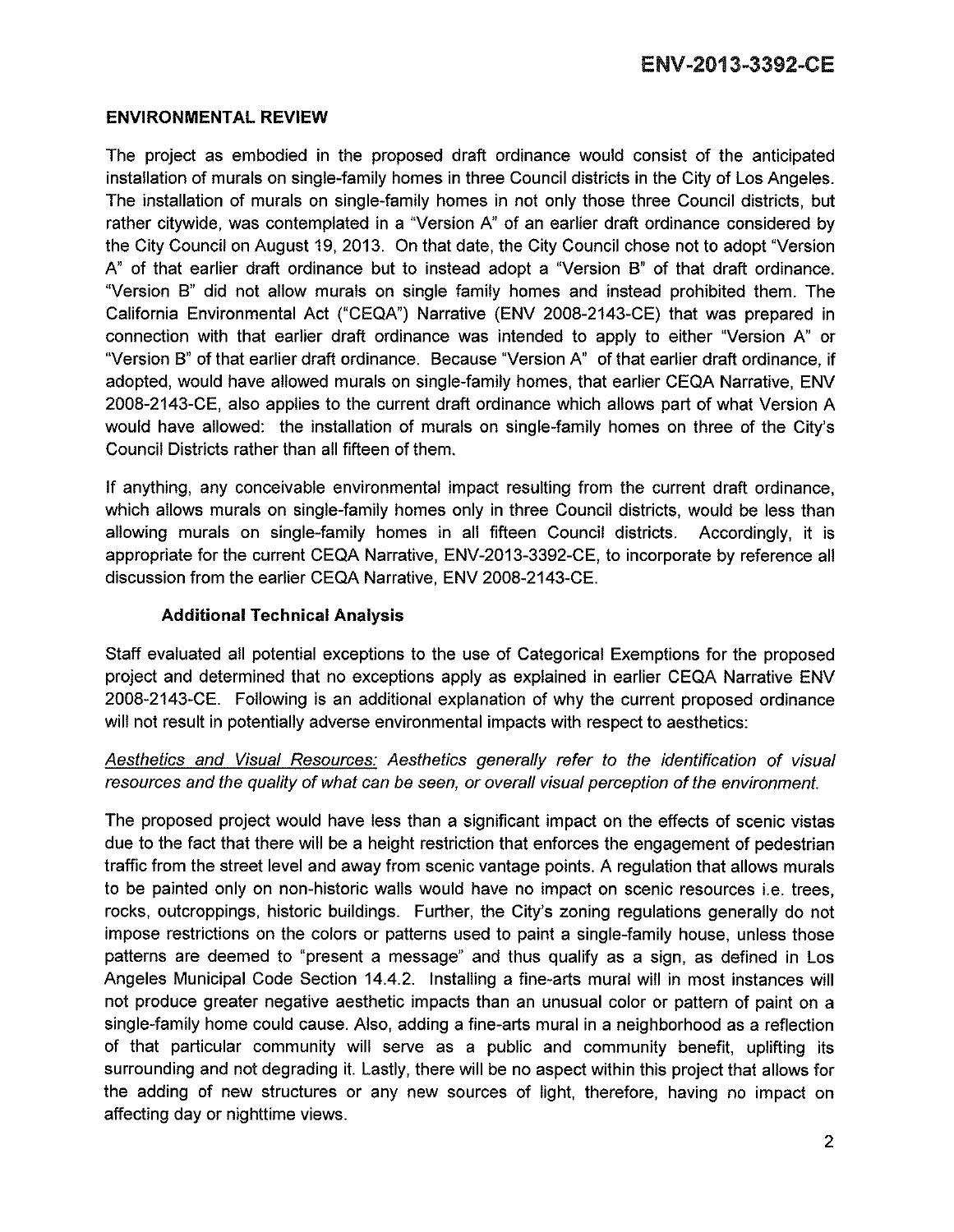## ENVIRONMENTAL REVIEW

The project as embodied in the proposed draft ordinance would consist of the anticipated installation of murals on single-family homes in three Council districts in the City of Los Angeles. The installation of murals on single-family homes in not only those three Council districts, but rather citywide, was contemplated in a "Version A" of an earlier draft ordinance considered by the City Council on August 19, 2013. On that date, the City Council chose not to adopt "Version A" of that earlier draft ordinance but to instead adopt a "Version B" of that draft ordinance. "Version B" did not allow murals on single family homes and instead prohibited them. The California Environmental Act ("CEQA") Narrative (ENV 2008-2143-CE) that was prepared in connection with that earlier draft ordinance was intended to apply to either "Version A" or "Version B" of that earlier draft ordinance. Because "Version A" of that earlier draft ordinance, if adopted, would have allowed murals on single-family homes, that earlier CEQA Narrative, ENV 2008-2143-CE, also applies to the current draft ordinance which allows part of what Version A would have allowed: the installation of murals on single-family homes on three of the City's Council Districts rather than all fifteen of them.

If anything, any conceivable environmental impact resulting from the current draft ordinance, which allows murals on single-family homes only in three Council districts, would be less than allowing murals on single-family homes in all fifteen Council districts. Accordingly, it is appropriate for the current CEQA Narrative, ENV-2013-3392-CE, to incorporate by reference all discussion from the earlier CEQA Narrative, ENV 2008-2143-CE.

### Additional Technical Analysis

Staff evaluated all potential exceptions to the use of Categorical Exemptions for the proposed project and determined that no exceptions apply as explained in earlier CEQA Narrative ENV 2008-2143-CE. Following is an additional explanation of why the current proposed ordinance will not result in potentially adverse environmental impacts with respect to aesthetics:

*Aesthetics and Visual Resources: Aesthetics generally refer to the identification of visual resources and the quality of what can be seen, or overall visual perception of the environment.*

The proposed project would have less than a significant impact on the effects of scenic vistas due to the fact that there will be a height restriction that enforces the engagement of pedestrian traffic from the street level and away from scenic vantage points. A regulation that allows murals to be painted only on non-historic walls would have no impact on scenic resources i.e. trees, rocks, outcroppings, historic buildings. Further, the City's zoning regulations generally do not impose restrictions on the colors or patterns used to paint a single-family house, unless those patterns are deemed to "present a message" and thus qualify as a sign, as defined in Los Angeles Municipal Code Section 14.4.2. Installing a fine-arts mural will in most instances will not produce greater negative aesthetic impacts than an unusual color or pattern of paint on a single-family home could cause. Also, adding a fine-arts mural in a neighborhood as a reflection of that particular community will serve as a public and community benefit, uplifting its surrounding and not degrading it. Lastly, there will be no aspect within this project that allows for the adding of new structures or any new sources of light, therefore, having no impact on affecting day or nighttime views.